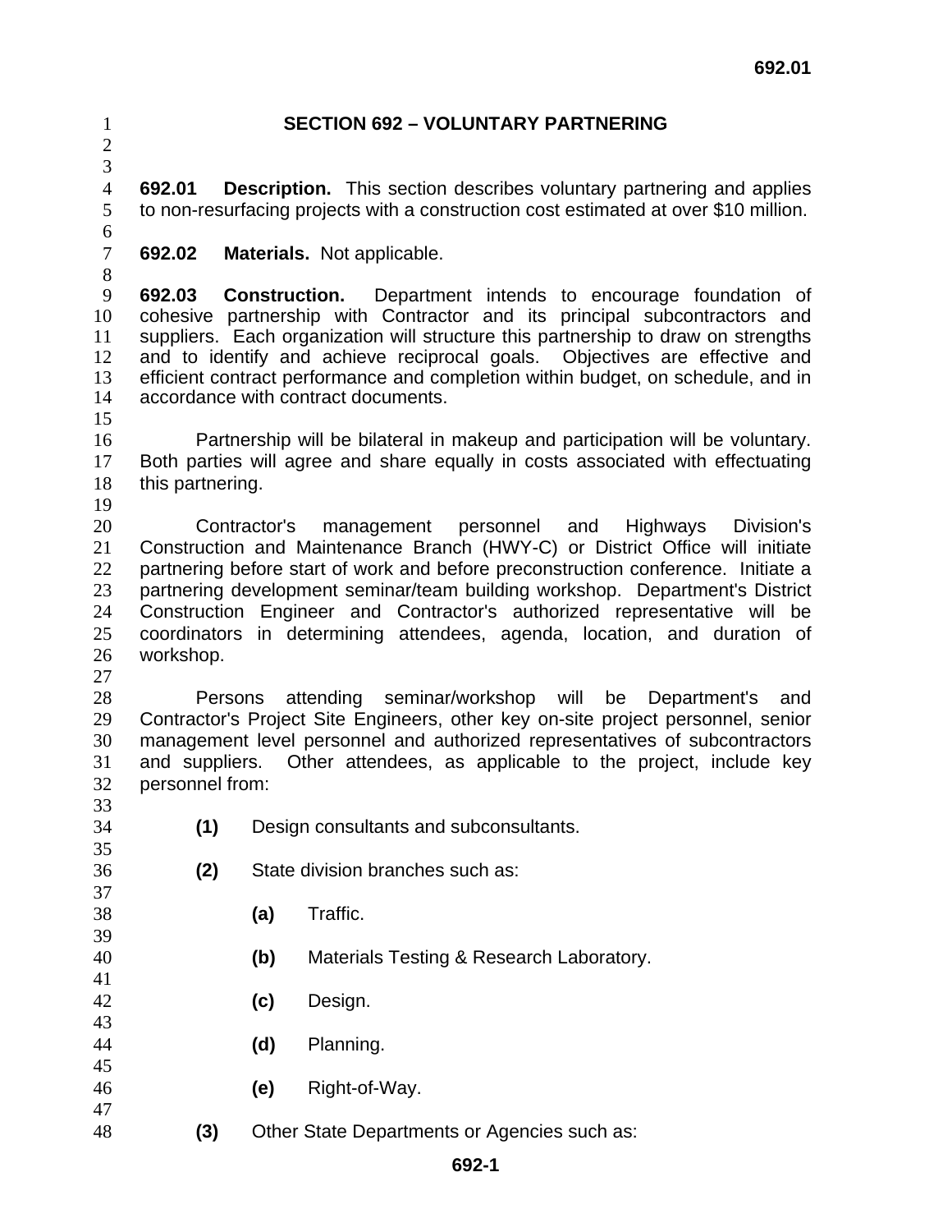# SECTION 692 – VOLUNTARY PARTNERING

**692.01 Description.** This section describes voluntary partnering and applies to non-resurfacing projects with a construction cost estimated at over $10 million.

**692.02 Materials.** Not applicable.

**692.03 Construction.** Department intends to encourage foundation of cohesive partnership with Contractor and its principal subcontractors and suppliers. Each organization will structure this partnership to draw on strengths and to identify and achieve reciprocal goals. Objectives are effective and efficient contract performance and completion within budget, on schedule, and in accordance with contract documents.

Partnership will be bilateral in makeup and participation will be voluntary. Both parties will agree and share equally in costs associated with effectuating this partnering.

Contractor's management personnel and Highways Division's Construction and Maintenance Branch (HWY-C) or District Office will initiate partnering before start of work and before preconstruction conference. Initiate a partnering development seminar/team building workshop. Department's District Construction Engineer and Contractor's authorized representative will be coordinators in determining attendees, agenda, location, and duration of workshop.

Persons attending seminar/workshop will be Department's and Contractor's Project Site Engineers, other key on-site project personnel, senior management level personnel and authorized representatives of subcontractors and suppliers. Other attendees, as applicable to the project, include key personnel from:

**(1)** Design consultants and subconsultants.

**(2)** State division branches such as:

- **(a)** Traffic.
- **(b)** Materials Testing & Research Laboratory.
- **(c)** Design.
- **(d)** Planning.
- **(e)** Right-of-Way.

**(3)** Other State Departments or Agencies such as: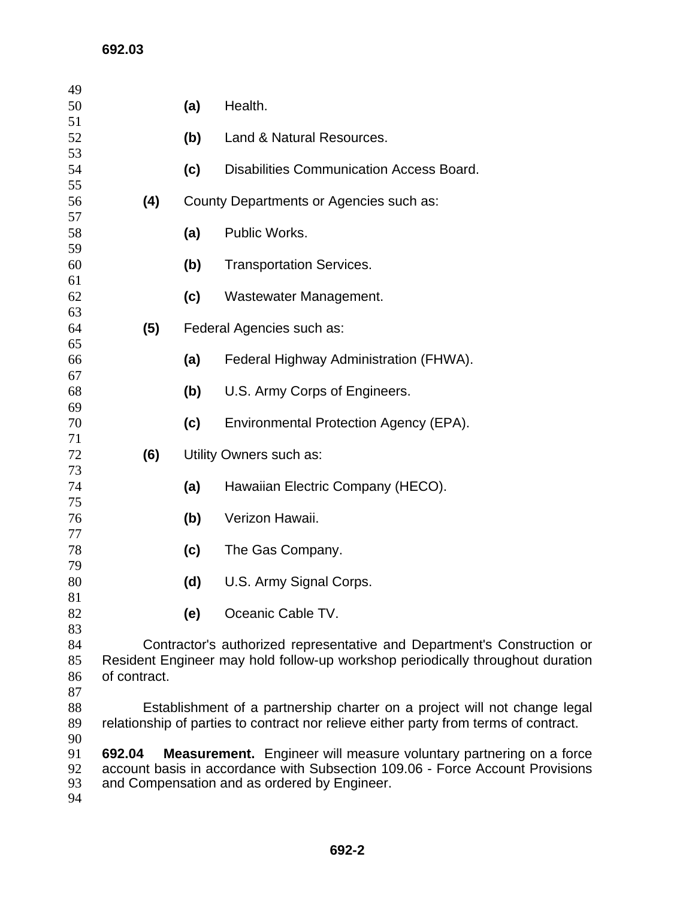**(a)** Health.

**(b)** Land & Natural Resources.

**(c)** Disabilities Communication Access Board.

**(4)** County Departments or Agencies such as:

**(a)** Public Works.

**(b)** Transportation Services.

**(c)** Wastewater Management.

**(5)** Federal Agencies such as:

**(a)** Federal Highway Administration (FHWA).

**(b)** U.S. Army Corps of Engineers.

**(c)** Environmental Protection Agency (EPA).

**(6)** Utility Owners such as:

**(a)** Hawaiian Electric Company (HECO).

**(b)** Verizon Hawaii.

**(c)** The Gas Company.

**(d)** U.S. Army Signal Corps.

**(e)** Oceanic Cable TV.

Contractor's authorized representative and Department's Construction or Resident Engineer may hold follow-up workshop periodically throughout duration of contract.

Establishment of a partnership charter on a project will not change legal relationship of parties to contract nor relieve either party from terms of contract.

**692.04 Measurement.** Engineer will measure voluntary partnering on a force account basis in accordance with Subsection 109.06 - Force Account Provisions and Compensation and as ordered by Engineer.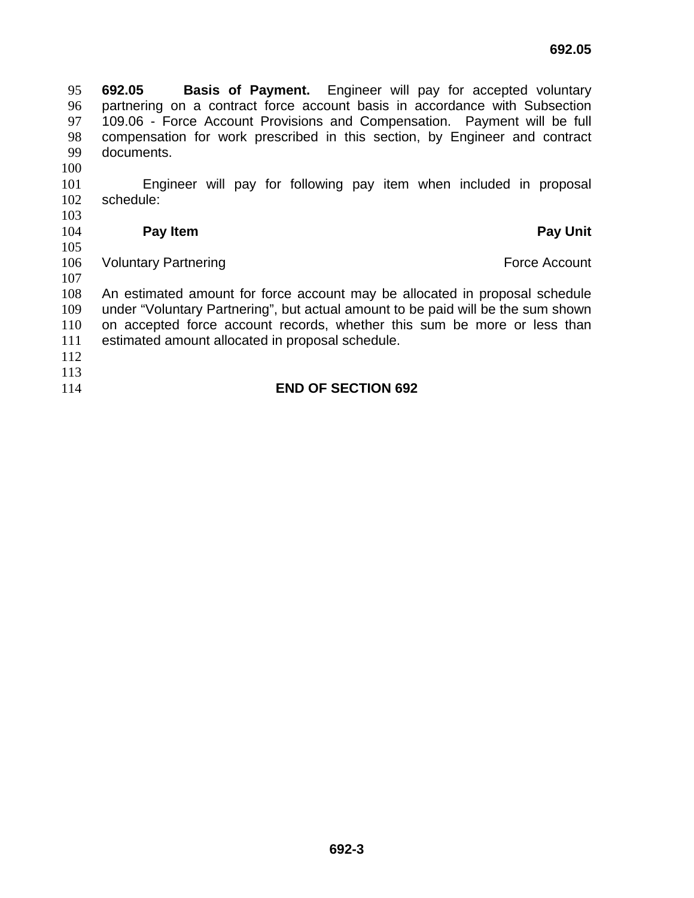**692.05 Basis of Payment.** Engineer will pay for accepted voluntary partnering on a contract force account basis in accordance with Subsection 109.06 - Force Account Provisions and Compensation. Payment will be full compensation for work prescribed in this section, by Engineer and contract documents.

Engineer will pay for following pay item when included in proposal schedule:

| **Pay Item** | **Pay Unit** |
|---|---|
| Voluntary Partnering | Force Account |

An estimated amount for force account may be allocated in proposal schedule under "Voluntary Partnering", but actual amount to be paid will be the sum shown on accepted force account records, whether this sum be more or less than estimated amount allocated in proposal schedule.

**END OF SECTION 692**